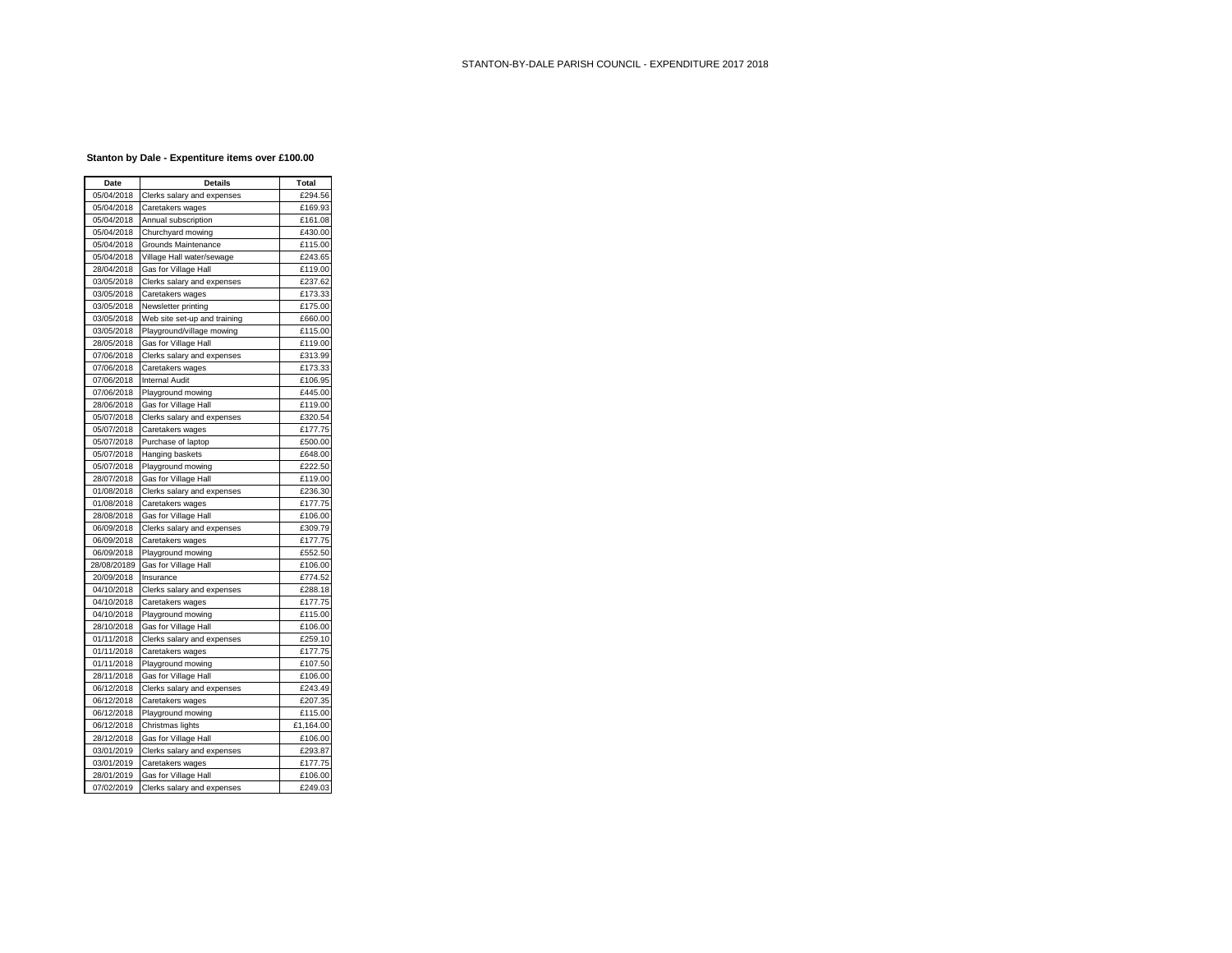STANTON-BY-DALE PARISH COUNCIL - EXPENDITURE 2017 2018

**Stanton by Dale - Expentiture items over £100.00**

| Date | Details | Total |
|---|---|---|
| 05/04/2018 | Clerks salary and expenses | £294.56 |
| 05/04/2018 | Caretakers wages | £169.93 |
| 05/04/2018 | Annual subscription | £161.08 |
| 05/04/2018 | Churchyard mowing | £430.00 |
| 05/04/2018 | Grounds Maintenance | £115.00 |
| 05/04/2018 | Village Hall water/sewage | £243.65 |
| 28/04/2018 | Gas for Village Hall | £119.00 |
| 03/05/2018 | Clerks salary and expenses | £237.62 |
| 03/05/2018 | Caretakers wages | £173.33 |
| 03/05/2018 | Newsletter printing | £175.00 |
| 03/05/2018 | Web site set-up and training | £660.00 |
| 03/05/2018 | Playground/village mowing | £115.00 |
| 28/05/2018 | Gas for Village Hall | £119.00 |
| 07/06/2018 | Clerks salary and expenses | £313.99 |
| 07/06/2018 | Caretakers wages | £173.33 |
| 07/06/2018 | Internal Audit | £106.95 |
| 07/06/2018 | Playground mowing | £445.00 |
| 28/06/2018 | Gas for Village Hall | £119.00 |
| 05/07/2018 | Clerks salary and expenses | £320.54 |
| 05/07/2018 | Caretakers wages | £177.75 |
| 05/07/2018 | Purchase of laptop | £500.00 |
| 05/07/2018 | Hanging baskets | £648.00 |
| 05/07/2018 | Playground mowing | £222.50 |
| 28/07/2018 | Gas for Village Hall | £119.00 |
| 01/08/2018 | Clerks salary and expenses | £236.30 |
| 01/08/2018 | Caretakers wages | £177.75 |
| 28/08/2018 | Gas for Village Hall | £106.00 |
| 06/09/2018 | Clerks salary and expenses | £309.79 |
| 06/09/2018 | Caretakers wages | £177.75 |
| 06/09/2018 | Playground mowing | £552.50 |
| 28/08/20189 | Gas for Village Hall | £106.00 |
| 20/09/2018 | Insurance | £774.52 |
| 04/10/2018 | Clerks salary and expenses | £288.18 |
| 04/10/2018 | Caretakers wages | £177.75 |
| 04/10/2018 | Playground mowing | £115.00 |
| 28/10/2018 | Gas for Village Hall | £106.00 |
| 01/11/2018 | Clerks salary and expenses | £259.10 |
| 01/11/2018 | Caretakers wages | £177.75 |
| 01/11/2018 | Playground mowing | £107.50 |
| 28/11/2018 | Gas for Village Hall | £106.00 |
| 06/12/2018 | Clerks salary and expenses | £243.49 |
| 06/12/2018 | Caretakers wages | £207.35 |
| 06/12/2018 | Playground mowing | £115.00 |
| 06/12/2018 | Christmas lights | £1,164.00 |
| 28/12/2018 | Gas for Village Hall | £106.00 |
| 03/01/2019 | Clerks salary and expenses | £293.87 |
| 03/01/2019 | Caretakers wages | £177.75 |
| 28/01/2019 | Gas for Village Hall | £106.00 |
| 07/02/2019 | Clerks salary and expenses | £249.03 |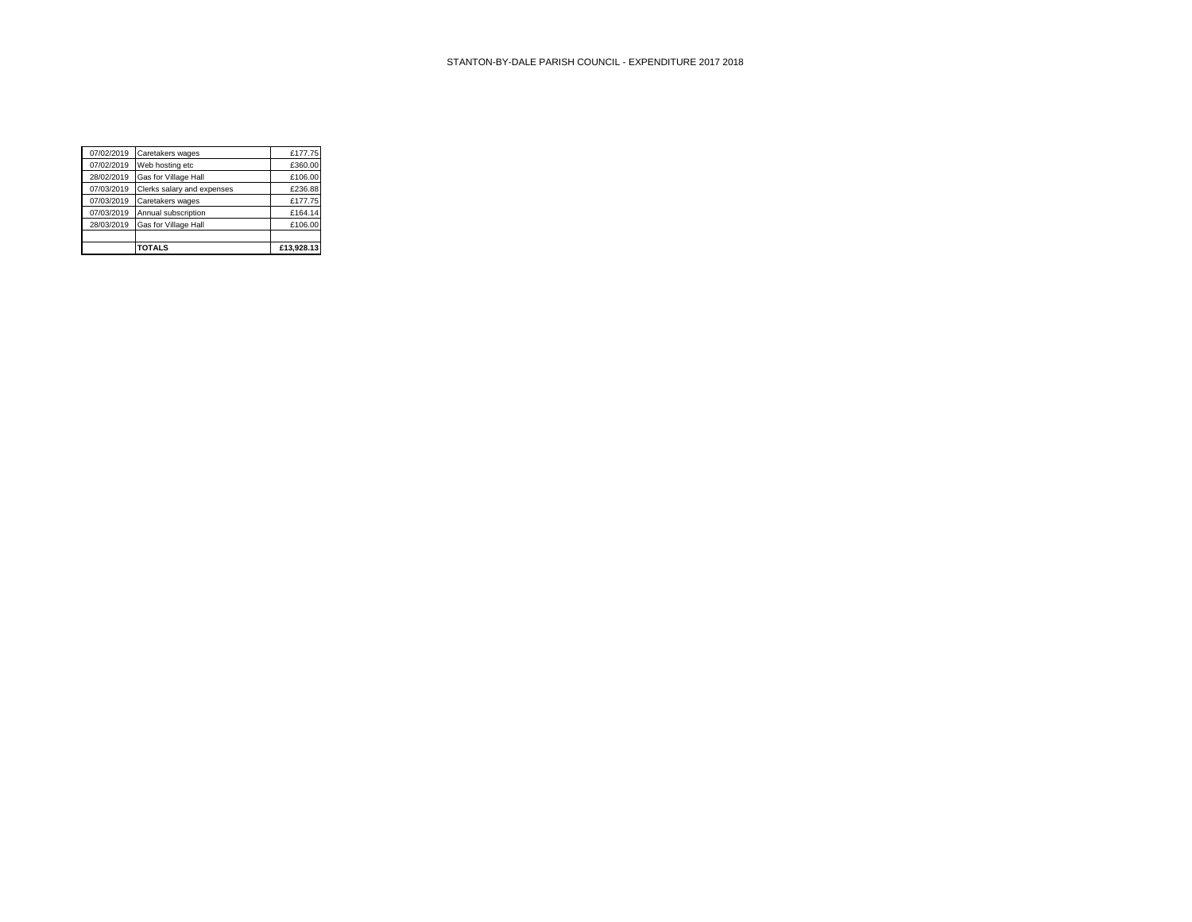STANTON-BY-DALE PARISH COUNCIL - EXPENDITURE 2017 2018

| | | |
|---|---|---|
| 07/02/2019 | Caretakers wages | £177.75 |
| 07/02/2019 | Web hosting etc | £360.00 |
| 28/02/2019 | Gas for Village Hall | £106.00 |
| 07/03/2019 | Clerks salary and expenses | £236.88 |
| 07/03/2019 | Caretakers wages | £177.75 |
| 07/03/2019 | Annual subscription | £164.14 |
| 28/03/2019 | Gas for Village Hall | £106.00 |
| | | |
| | **TOTALS** | **£13,928.13** |